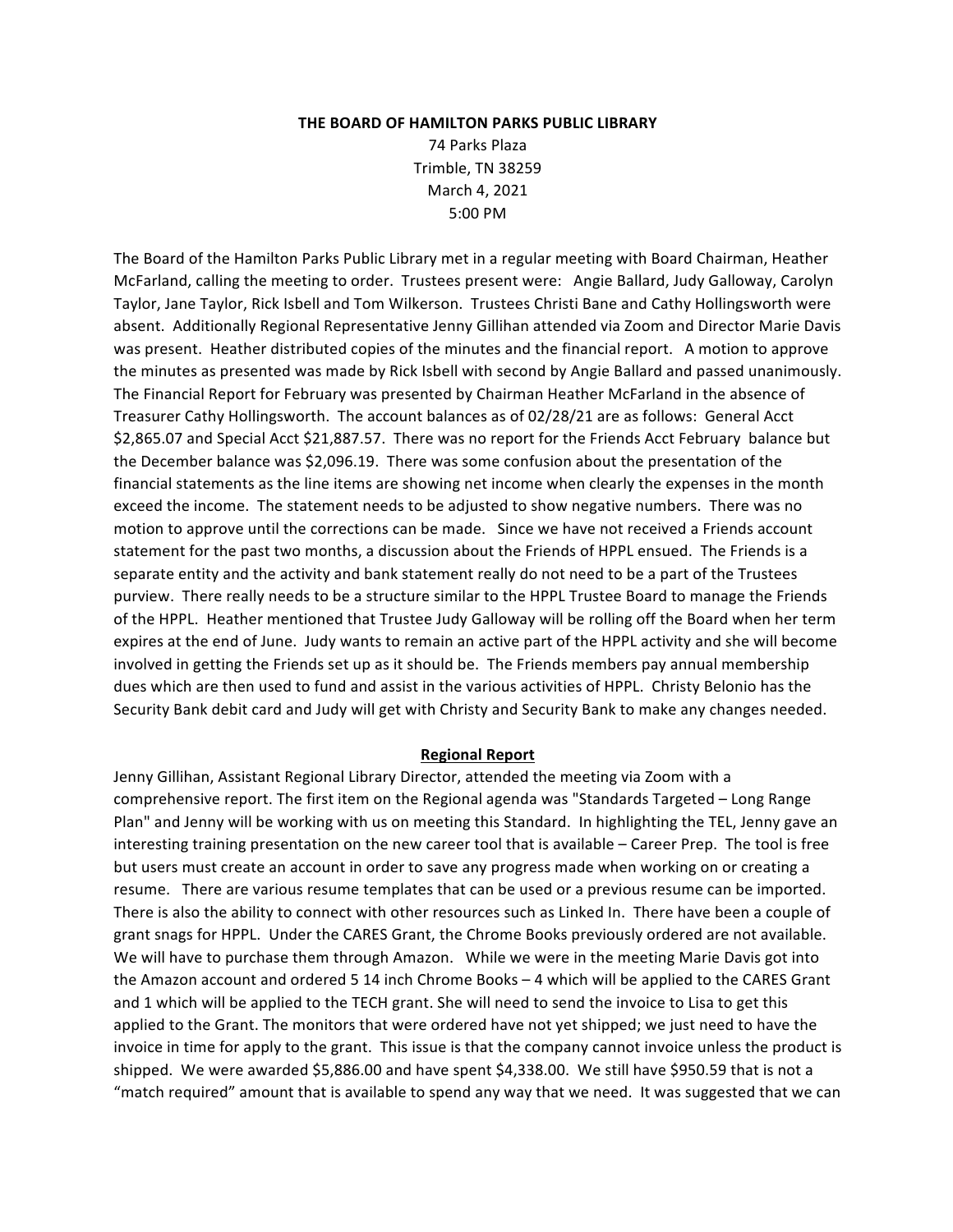**THE BOARD OF HAMILTON PARKS PUBLIC LIBRARY**

74 Parks Plaza
Trimble, TN 38259
March 4, 2021
5:00 PM

The Board of the Hamilton Parks Public Library met in a regular meeting with Board Chairman, Heather McFarland, calling the meeting to order. Trustees present were: Angie Ballard, Judy Galloway, Carolyn Taylor, Jane Taylor, Rick Isbell and Tom Wilkerson. Trustees Christi Bane and Cathy Hollingsworth were absent. Additionally Regional Representative Jenny Gillihan attended via Zoom and Director Marie Davis was present. Heather distributed copies of the minutes and the financial report. A motion to approve the minutes as presented was made by Rick Isbell with second by Angie Ballard and passed unanimously. The Financial Report for February was presented by Chairman Heather McFarland in the absence of Treasurer Cathy Hollingsworth. The account balances as of 02/28/21 are as follows: General Acct $2,865.07 and Special Acct $21,887.57. There was no report for the Friends Acct February balance but the December balance was $2,096.19. There was some confusion about the presentation of the financial statements as the line items are showing net income when clearly the expenses in the month exceed the income. The statement needs to be adjusted to show negative numbers. There was no motion to approve until the corrections can be made. Since we have not received a Friends account statement for the past two months, a discussion about the Friends of HPPL ensued. The Friends is a separate entity and the activity and bank statement really do not need to be a part of the Trustees purview. There really needs to be a structure similar to the HPPL Trustee Board to manage the Friends of the HPPL. Heather mentioned that Trustee Judy Galloway will be rolling off the Board when her term expires at the end of June. Judy wants to remain an active part of the HPPL activity and she will become involved in getting the Friends set up as it should be. The Friends members pay annual membership dues which are then used to fund and assist in the various activities of HPPL. Christy Belonio has the Security Bank debit card and Judy will get with Christy and Security Bank to make any changes needed.

**<u>Regional Report</u>**

Jenny Gillihan, Assistant Regional Library Director, attended the meeting via Zoom with a comprehensive report. The first item on the Regional agenda was "Standards Targeted – Long Range Plan" and Jenny will be working with us on meeting this Standard. In highlighting the TEL, Jenny gave an interesting training presentation on the new career tool that is available – Career Prep. The tool is free but users must create an account in order to save any progress made when working on or creating a resume. There are various resume templates that can be used or a previous resume can be imported. There is also the ability to connect with other resources such as Linked In. There have been a couple of grant snags for HPPL. Under the CARES Grant, the Chrome Books previously ordered are not available. We will have to purchase them through Amazon. While we were in the meeting Marie Davis got into the Amazon account and ordered 5 14 inch Chrome Books – 4 which will be applied to the CARES Grant and 1 which will be applied to the TECH grant. She will need to send the invoice to Lisa to get this applied to the Grant. The monitors that were ordered have not yet shipped; we just need to have the invoice in time for apply to the grant. This issue is that the company cannot invoice unless the product is shipped. We were awarded $5,886.00 and have spent $4,338.00. We still have $950.59 that is not a "match required" amount that is available to spend any way that we need. It was suggested that we can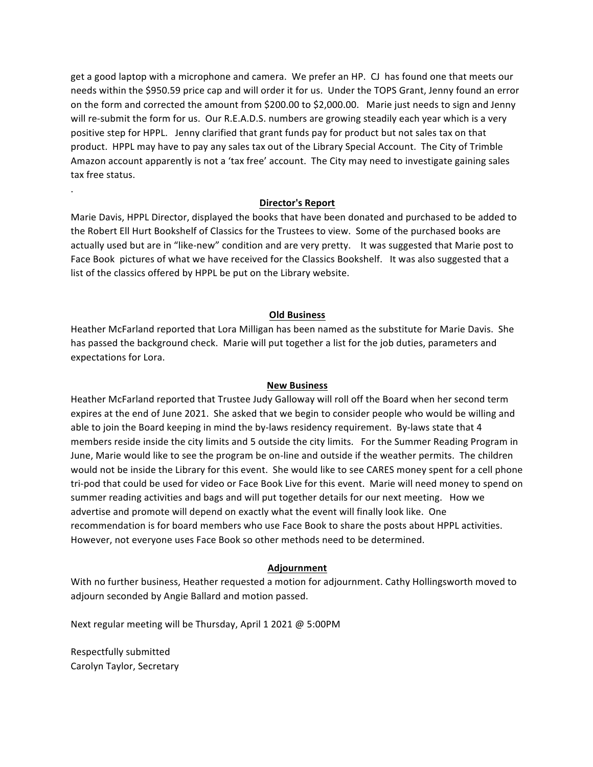get a good laptop with a microphone and camera. We prefer an HP. CJ has found one that meets our needs within the $950.59 price cap and will order it for us. Under the TOPS Grant, Jenny found an error on the form and corrected the amount from $200.00 to $2,000.00. Marie just needs to sign and Jenny will re-submit the form for us. Our R.E.A.D.S. numbers are growing steadily each year which is a very positive step for HPPL. Jenny clarified that grant funds pay for product but not sales tax on that product. HPPL may have to pay any sales tax out of the Library Special Account. The City of Trimble Amazon account apparently is not a 'tax free' account. The City may need to investigate gaining sales tax free status.

.

## Director's Report

Marie Davis, HPPL Director, displayed the books that have been donated and purchased to be added to the Robert Ell Hurt Bookshelf of Classics for the Trustees to view. Some of the purchased books are actually used but are in "like-new" condition and are very pretty. It was suggested that Marie post to Face Book pictures of what we have received for the Classics Bookshelf. It was also suggested that a list of the classics offered by HPPL be put on the Library website.

## Old Business

Heather McFarland reported that Lora Milligan has been named as the substitute for Marie Davis. She has passed the background check. Marie will put together a list for the job duties, parameters and expectations for Lora.

## New Business

Heather McFarland reported that Trustee Judy Galloway will roll off the Board when her second term expires at the end of June 2021. She asked that we begin to consider people who would be willing and able to join the Board keeping in mind the by-laws residency requirement. By-laws state that 4 members reside inside the city limits and 5 outside the city limits. For the Summer Reading Program in June, Marie would like to see the program be on-line and outside if the weather permits. The children would not be inside the Library for this event. She would like to see CARES money spent for a cell phone tri-pod that could be used for video or Face Book Live for this event. Marie will need money to spend on summer reading activities and bags and will put together details for our next meeting. How we advertise and promote will depend on exactly what the event will finally look like. One recommendation is for board members who use Face Book to share the posts about HPPL activities. However, not everyone uses Face Book so other methods need to be determined.

## Adjournment

With no further business, Heather requested a motion for adjournment. Cathy Hollingsworth moved to adjourn seconded by Angie Ballard and motion passed.

Next regular meeting will be Thursday, April 1 2021 @ 5:00PM

Respectfully submitted
Carolyn Taylor, Secretary